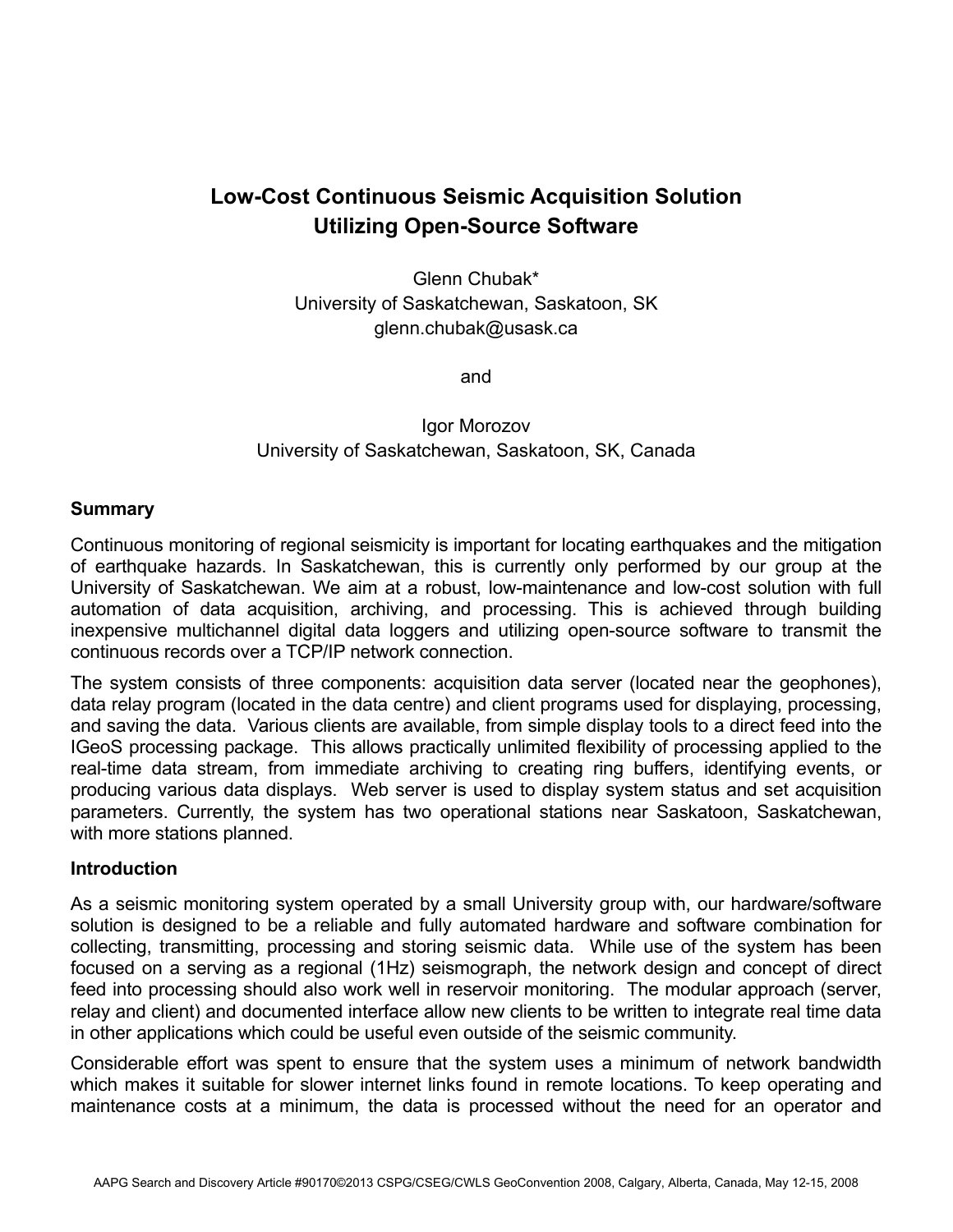# Low-Cost Continuous Seismic Acquisition Solution Utilizing Open-Source Software

Glenn Chubak*
University of Saskatchewan, Saskatoon, SK
glenn.chubak@usask.ca

and

Igor Morozov
University of Saskatchewan, Saskatoon, SK, Canada

## Summary

Continuous monitoring of regional seismicity is important for locating earthquakes and the mitigation of earthquake hazards. In Saskatchewan, this is currently only performed by our group at the University of Saskatchewan. We aim at a robust, low-maintenance and low-cost solution with full automation of data acquisition, archiving, and processing. This is achieved through building inexpensive multichannel digital data loggers and utilizing open-source software to transmit the continuous records over a TCP/IP network connection.

The system consists of three components: acquisition data server (located near the geophones), data relay program (located in the data centre) and client programs used for displaying, processing, and saving the data. Various clients are available, from simple display tools to a direct feed into the IGeoS processing package. This allows practically unlimited flexibility of processing applied to the real-time data stream, from immediate archiving to creating ring buffers, identifying events, or producing various data displays. Web server is used to display system status and set acquisition parameters. Currently, the system has two operational stations near Saskatoon, Saskatchewan, with more stations planned.

## Introduction

As a seismic monitoring system operated by a small University group with, our hardware/software solution is designed to be a reliable and fully automated hardware and software combination for collecting, transmitting, processing and storing seismic data. While use of the system has been focused on a serving as a regional (1Hz) seismograph, the network design and concept of direct feed into processing should also work well in reservoir monitoring. The modular approach (server, relay and client) and documented interface allow new clients to be written to integrate real time data in other applications which could be useful even outside of the seismic community.

Considerable effort was spent to ensure that the system uses a minimum of network bandwidth which makes it suitable for slower internet links found in remote locations. To keep operating and maintenance costs at a minimum, the data is processed without the need for an operator and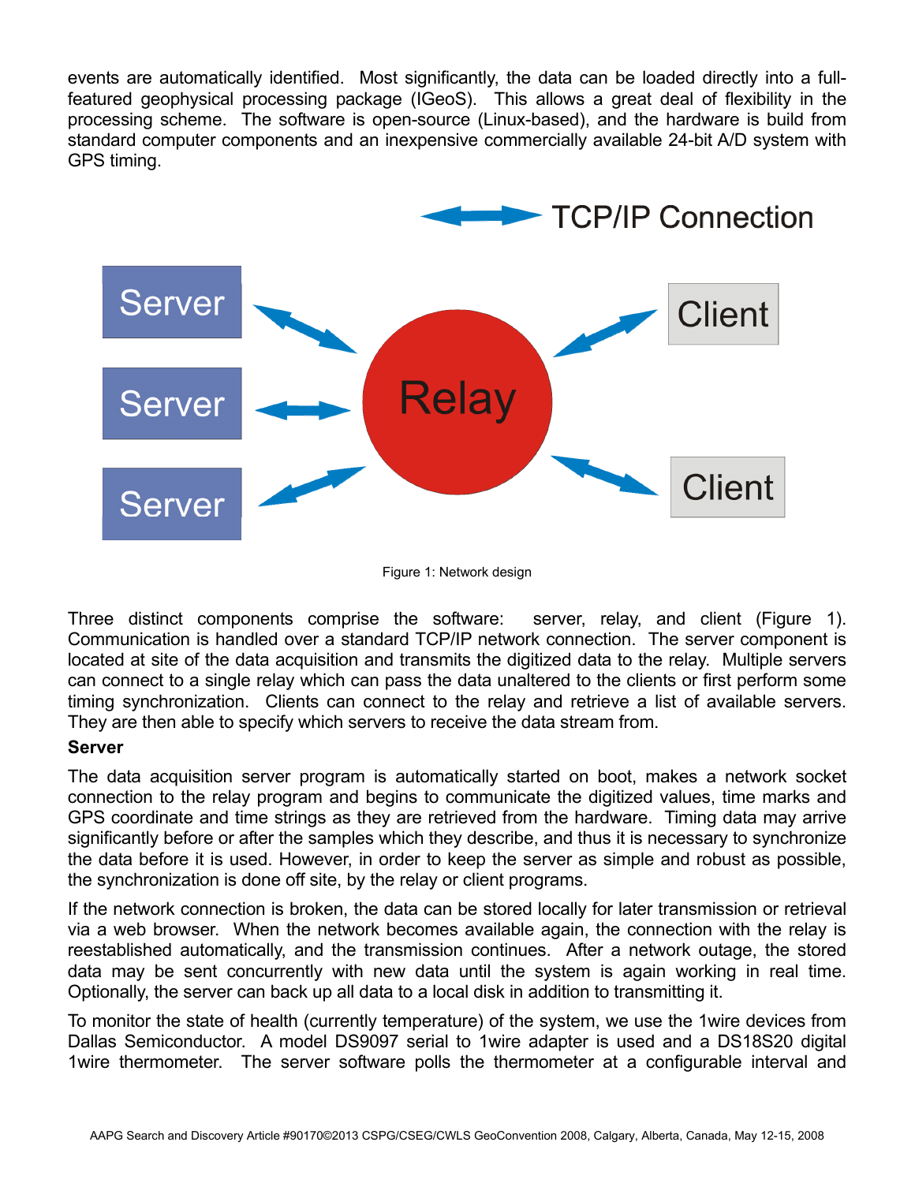events are automatically identified. Most significantly, the data can be loaded directly into a full-featured geophysical processing package (IGeoS). This allows a great deal of flexibility in the processing scheme. The software is open-source (Linux-based), and the hardware is build from standard computer components and an inexpensive commercially available 24-bit A/D system with GPS timing.

Figure 1: Network design

Three distinct components comprise the software: server, relay, and client (Figure 1). Communication is handled over a standard TCP/IP network connection. The server component is located at site of the data acquisition and transmits the digitized data to the relay. Multiple servers can connect to a single relay which can pass the data unaltered to the clients or first perform some timing synchronization. Clients can connect to the relay and retrieve a list of available servers. They are then able to specify which servers to receive the data stream from.

**Server**

The data acquisition server program is automatically started on boot, makes a network socket connection to the relay program and begins to communicate the digitized values, time marks and GPS coordinate and time strings as they are retrieved from the hardware. Timing data may arrive significantly before or after the samples which they describe, and thus it is necessary to synchronize the data before it is used. However, in order to keep the server as simple and robust as possible, the synchronization is done off site, by the relay or client programs.

If the network connection is broken, the data can be stored locally for later transmission or retrieval via a web browser. When the network becomes available again, the connection with the relay is reestablished automatically, and the transmission continues. After a network outage, the stored data may be sent concurrently with new data until the system is again working in real time. Optionally, the server can back up all data to a local disk in addition to transmitting it.

To monitor the state of health (currently temperature) of the system, we use the 1wire devices from Dallas Semiconductor. A model DS9097 serial to 1wire adapter is used and a DS18S20 digital 1wire thermometer. The server software polls the thermometer at a configurable interval and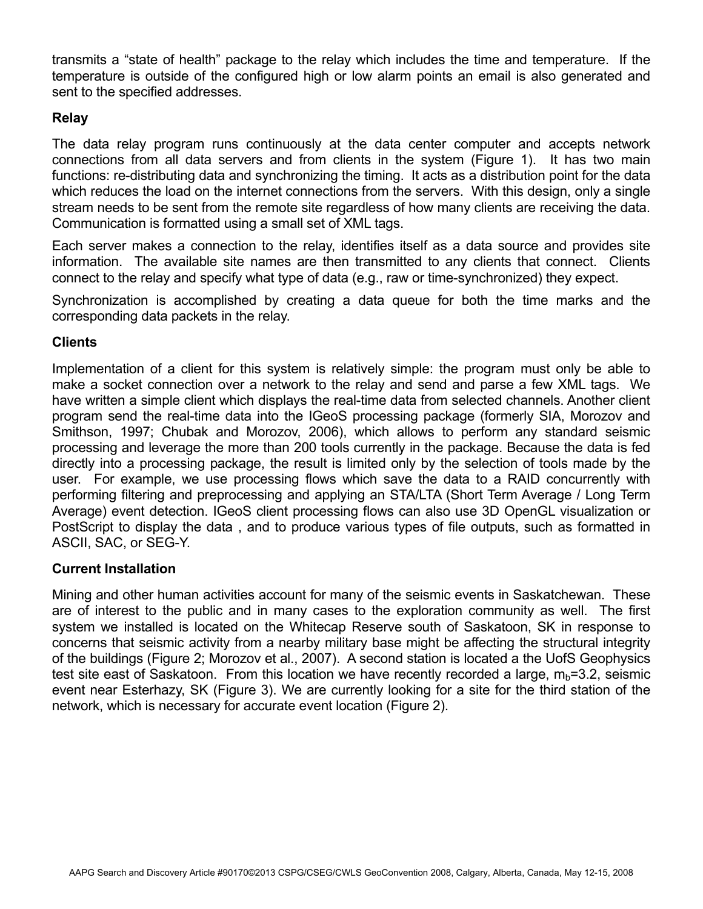transmits a "state of health" package to the relay which includes the time and temperature. If the temperature is outside of the configured high or low alarm points an email is also generated and sent to the specified addresses.

### Relay

The data relay program runs continuously at the data center computer and accepts network connections from all data servers and from clients in the system (Figure 1). It has two main functions: re-distributing data and synchronizing the timing. It acts as a distribution point for the data which reduces the load on the internet connections from the servers. With this design, only a single stream needs to be sent from the remote site regardless of how many clients are receiving the data. Communication is formatted using a small set of XML tags.

Each server makes a connection to the relay, identifies itself as a data source and provides site information. The available site names are then transmitted to any clients that connect. Clients connect to the relay and specify what type of data (e.g., raw or time-synchronized) they expect.

Synchronization is accomplished by creating a data queue for both the time marks and the corresponding data packets in the relay.

### Clients

Implementation of a client for this system is relatively simple: the program must only be able to make a socket connection over a network to the relay and send and parse a few XML tags. We have written a simple client which displays the real-time data from selected channels. Another client program send the real-time data into the IGeoS processing package (formerly SIA, Morozov and Smithson, 1997; Chubak and Morozov, 2006), which allows to perform any standard seismic processing and leverage the more than 200 tools currently in the package. Because the data is fed directly into a processing package, the result is limited only by the selection of tools made by the user. For example, we use processing flows which save the data to a RAID concurrently with performing filtering and preprocessing and applying an STA/LTA (Short Term Average / Long Term Average) event detection. IGeoS client processing flows can also use 3D OpenGL visualization or PostScript to display the data , and to produce various types of file outputs, such as formatted in ASCII, SAC, or SEG-Y.

### Current Installation

Mining and other human activities account for many of the seismic events in Saskatchewan. These are of interest to the public and in many cases to the exploration community as well. The first system we installed is located on the Whitecap Reserve south of Saskatoon, SK in response to concerns that seismic activity from a nearby military base might be affecting the structural integrity of the buildings (Figure 2; Morozov et al., 2007). A second station is located a the UofS Geophysics test site east of Saskatoon. From this location we have recently recorded a large, $m_b$=3.2, seismic event near Esterhazy, SK (Figure 3). We are currently looking for a site for the third station of the network, which is necessary for accurate event location (Figure 2).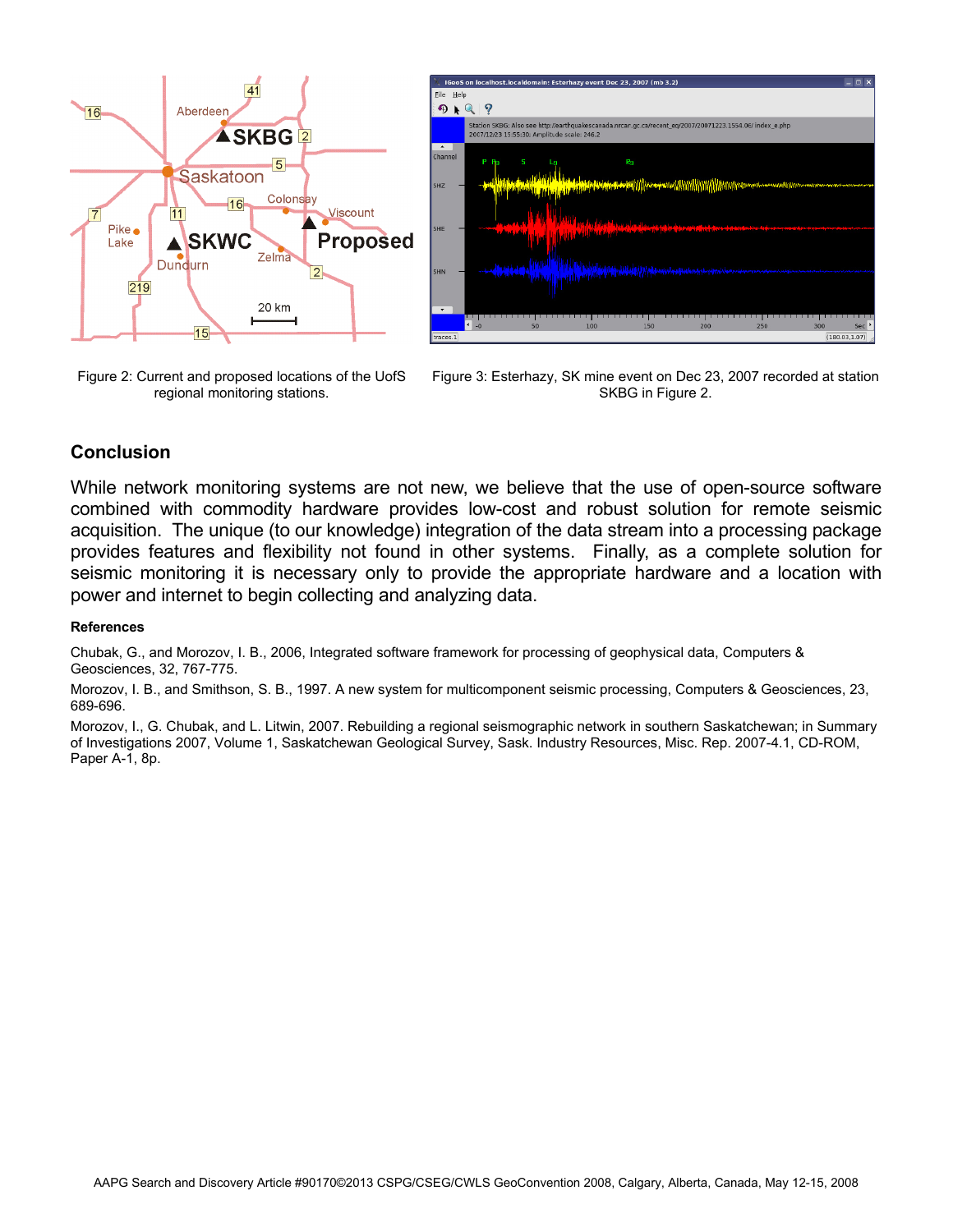Figure 2: Current and proposed locations of the UofS regional monitoring stations.

Figure 3: Esterhazy, SK mine event on Dec 23, 2007 recorded at station SKBG in Figure 2.

## Conclusion

While network monitoring systems are not new, we believe that the use of open-source software combined with commodity hardware provides low-cost and robust solution for remote seismic acquisition. The unique (to our knowledge) integration of the data stream into a processing package provides features and flexibility not found in other systems. Finally, as a complete solution for seismic monitoring it is necessary only to provide the appropriate hardware and a location with power and internet to begin collecting and analyzing data.

### References

Chubak, G., and Morozov, I. B., 2006, Integrated software framework for processing of geophysical data, Computers & Geosciences, 32, 767-775.

Morozov, I. B., and Smithson, S. B., 1997. A new system for multicomponent seismic processing, Computers & Geosciences, 23, 689-696.

Morozov, I., G. Chubak, and L. Litwin, 2007. Rebuilding a regional seismographic network in southern Saskatchewan; in Summary of Investigations 2007, Volume 1, Saskatchewan Geological Survey, Sask. Industry Resources, Misc. Rep. 2007-4.1, CD-ROM, Paper A-1, 8p.